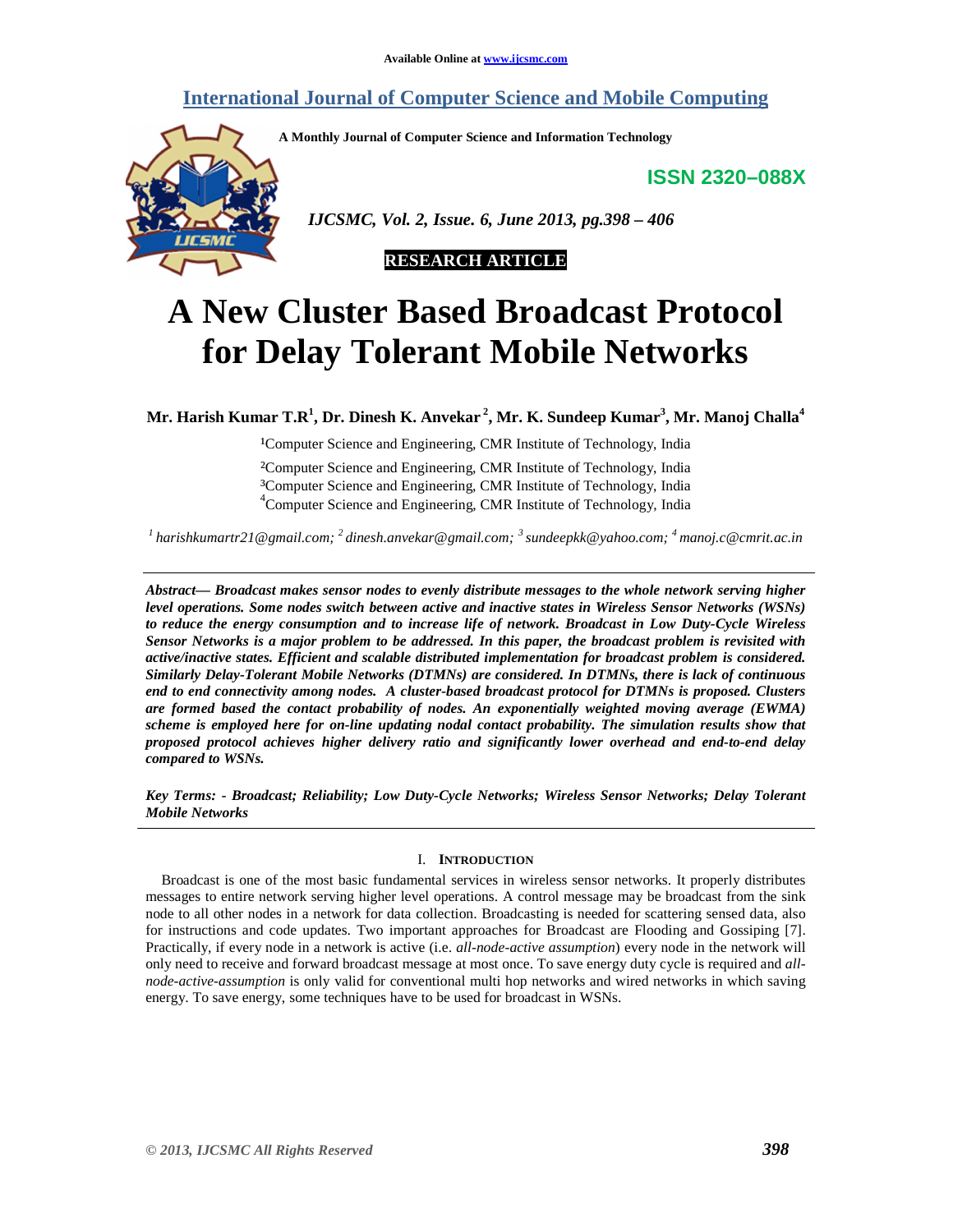Available Online at www.ijcsmc.com

# International Journal of Computer Science and Mobile Computing

**A Monthly Journal of Computer Science and Information Technology**

**ISSN 2320–088X**

*IJCSMC, Vol. 2, Issue. 6, June 2013, pg.398 – 406*

**RESEARCH ARTICLE**

# A New Cluster Based Broadcast Protocol for Delay Tolerant Mobile Networks

**Mr. Harish Kumar T.R[1], Dr. Dinesh K. Anvekar[2], Mr. K. Sundeep Kumar[3], Mr. Manoj Challa[4]**

[1]Computer Science and Engineering, CMR Institute of Technology, India
[2]Computer Science and Engineering, CMR Institute of Technology, India
[3]Computer Science and Engineering, CMR Institute of Technology, India
[4]Computer Science and Engineering, CMR Institute of Technology, India

*[1] harishkumartr21@gmail.com; [2] dinesh.anvekar@gmail.com; [3] sundeepkk@yahoo.com; [4] manoj.c@cmrit.ac.in*

***Abstract— Broadcast makes sensor nodes to evenly distribute messages to the whole network serving higher level operations. Some nodes switch between active and inactive states in Wireless Sensor Networks (WSNs) to reduce the energy consumption and to increase life of network. Broadcast in Low Duty-Cycle Wireless Sensor Networks is a major problem to be addressed. In this paper, the broadcast problem is revisited with active/inactive states. Efficient and scalable distributed implementation for broadcast problem is considered. Similarly Delay-Tolerant Mobile Networks (DTMNs) are considered. In DTMNs, there is lack of continuous end to end connectivity among nodes. A cluster-based broadcast protocol for DTMNs is proposed. Clusters are formed based the contact probability of nodes. An exponentially weighted moving average (EWMA) scheme is employed here for on-line updating nodal contact probability. The simulation results show that proposed protocol achieves higher delivery ratio and significantly lower overhead and end-to-end delay compared to WSNs.***

***Key Terms: - Broadcast; Reliability; Low Duty-Cycle Networks; Wireless Sensor Networks; Delay Tolerant Mobile Networks***

## I. Introduction

Broadcast is one of the most basic fundamental services in wireless sensor networks. It properly distributes messages to entire network serving higher level operations. A control message may be broadcast from the sink node to all other nodes in a network for data collection. Broadcasting is needed for scattering sensed data, also for instructions and code updates. Two important approaches for Broadcast are Flooding and Gossiping [7]. Practically, if every node in a network is active (i.e. *all-node-active assumption*) every node in the network will only need to receive and forward broadcast message at most once. To save energy duty cycle is required and *all-node-active-assumption* is only valid for conventional multi hop networks and wired networks in which saving energy. To save energy, some techniques have to be used for broadcast in WSNs.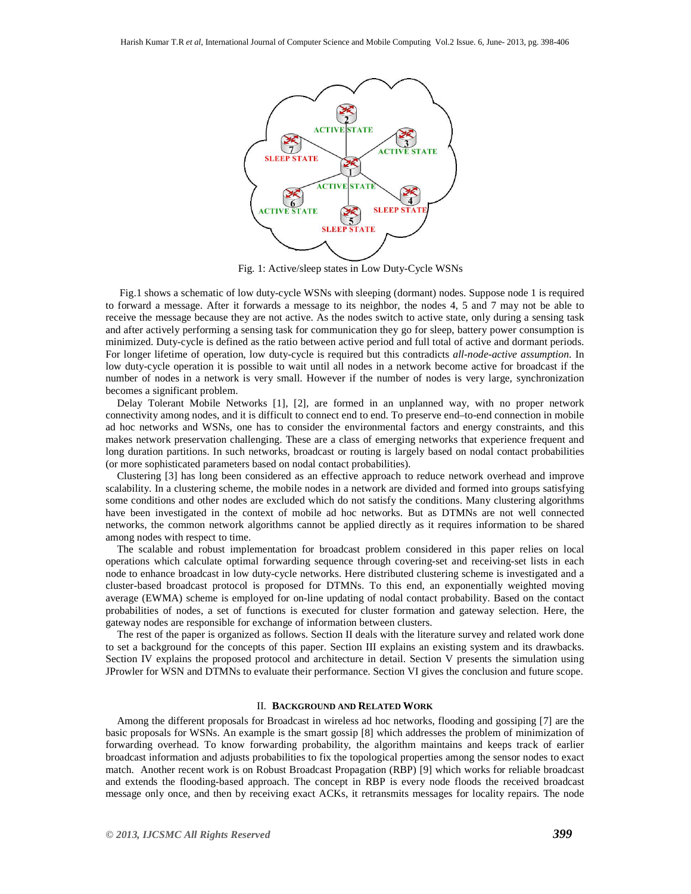Fig. 1: Active/sleep states in Low Duty-Cycle WSNs

Fig.1 shows a schematic of low duty-cycle WSNs with sleeping (dormant) nodes. Suppose node 1 is required to forward a message. After it forwards a message to its neighbor, the nodes 4, 5 and 7 may not be able to receive the message because they are not active. As the nodes switch to active state, only during a sensing task and after actively performing a sensing task for communication they go for sleep, battery power consumption is minimized. Duty-cycle is defined as the ratio between active period and full total of active and dormant periods. For longer lifetime of operation, low duty-cycle is required but this contradicts *all-node-active assumption.* In low duty-cycle operation it is possible to wait until all nodes in a network become active for broadcast if the number of nodes in a network is very small. However if the number of nodes is very large, synchronization becomes a significant problem.

Delay Tolerant Mobile Networks [1], [2], are formed in an unplanned way, with no proper network connectivity among nodes, and it is difficult to connect end to end. To preserve end–to-end connection in mobile ad hoc networks and WSNs, one has to consider the environmental factors and energy constraints, and this makes network preservation challenging. These are a class of emerging networks that experience frequent and long duration partitions. In such networks, broadcast or routing is largely based on nodal contact probabilities (or more sophisticated parameters based on nodal contact probabilities).

Clustering [3] has long been considered as an effective approach to reduce network overhead and improve scalability. In a clustering scheme, the mobile nodes in a network are divided and formed into groups satisfying some conditions and other nodes are excluded which do not satisfy the conditions. Many clustering algorithms have been investigated in the context of mobile ad hoc networks. But as DTMNs are not well connected networks, the common network algorithms cannot be applied directly as it requires information to be shared among nodes with respect to time.

The scalable and robust implementation for broadcast problem considered in this paper relies on local operations which calculate optimal forwarding sequence through covering-set and receiving-set lists in each node to enhance broadcast in low duty-cycle networks. Here distributed clustering scheme is investigated and a cluster-based broadcast protocol is proposed for DTMNs. To this end, an exponentially weighted moving average (EWMA) scheme is employed for on-line updating of nodal contact probability. Based on the contact probabilities of nodes, a set of functions is executed for cluster formation and gateway selection. Here, the gateway nodes are responsible for exchange of information between clusters.

The rest of the paper is organized as follows. Section II deals with the literature survey and related work done to set a background for the concepts of this paper. Section III explains an existing system and its drawbacks. Section IV explains the proposed protocol and architecture in detail. Section V presents the simulation using JProwler for WSN and DTMNs to evaluate their performance. Section VI gives the conclusion and future scope.

## II. Background and Related Work

Among the different proposals for Broadcast in wireless ad hoc networks, flooding and gossiping [7] are the basic proposals for WSNs. An example is the smart gossip [8] which addresses the problem of minimization of forwarding overhead. To know forwarding probability, the algorithm maintains and keeps track of earlier broadcast information and adjusts probabilities to fix the topological properties among the sensor nodes to exact match. Another recent work is on Robust Broadcast Propagation (RBP) [9] which works for reliable broadcast and extends the flooding-based approach. The concept in RBP is every node floods the received broadcast message only once, and then by receiving exact ACKs, it retransmits messages for locality repairs. The node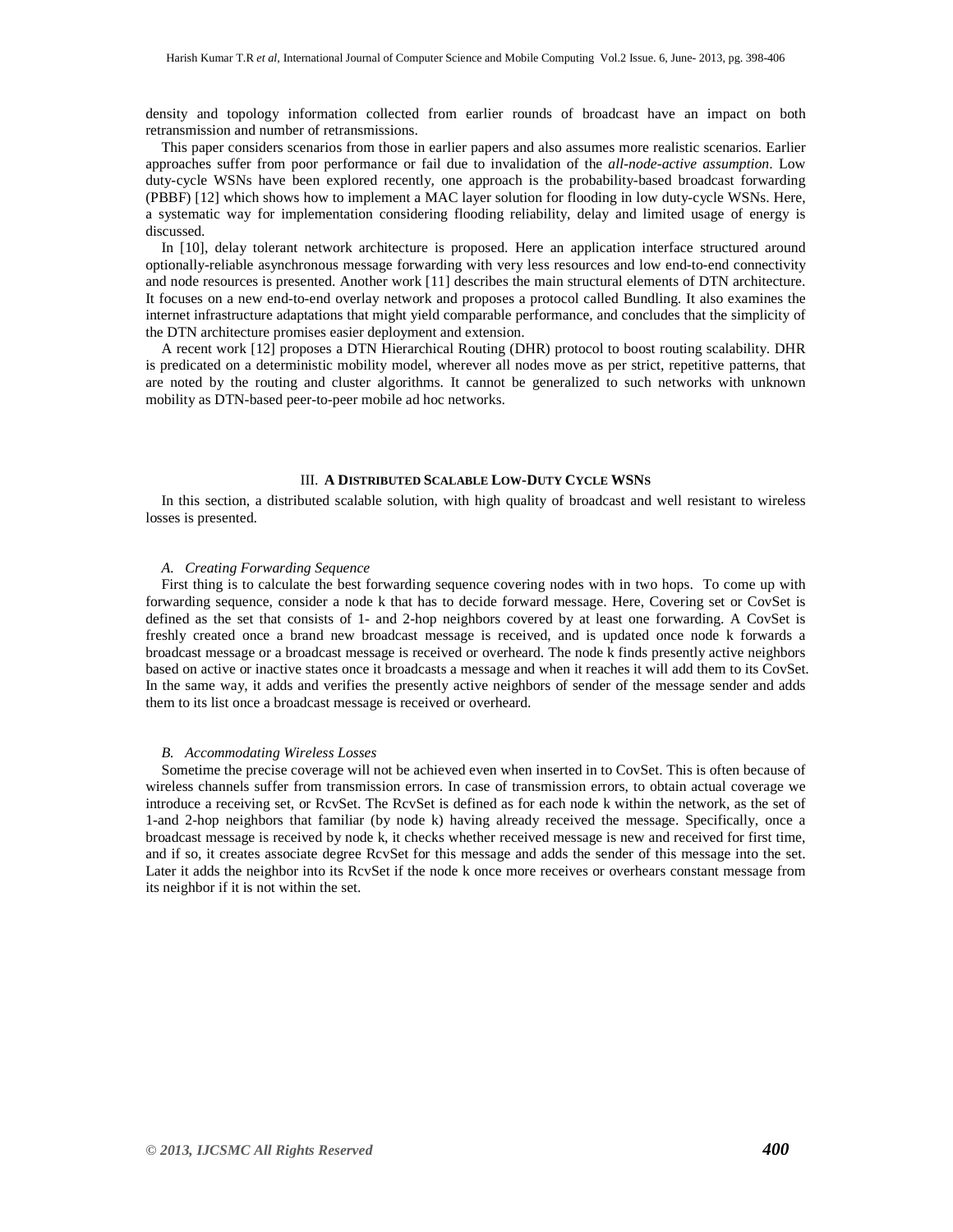density and topology information collected from earlier rounds of broadcast have an impact on both retransmission and number of retransmissions.

This paper considers scenarios from those in earlier papers and also assumes more realistic scenarios. Earlier approaches suffer from poor performance or fail due to invalidation of the *all-node-active assumption*. Low duty-cycle WSNs have been explored recently, one approach is the probability-based broadcast forwarding (PBBF) [12] which shows how to implement a MAC layer solution for flooding in low duty-cycle WSNs. Here, a systematic way for implementation considering flooding reliability, delay and limited usage of energy is discussed.

In [10], delay tolerant network architecture is proposed. Here an application interface structured around optionally-reliable asynchronous message forwarding with very less resources and low end-to-end connectivity and node resources is presented. Another work [11] describes the main structural elements of DTN architecture. It focuses on a new end-to-end overlay network and proposes a protocol called Bundling. It also examines the internet infrastructure adaptations that might yield comparable performance, and concludes that the simplicity of the DTN architecture promises easier deployment and extension.

A recent work [12] proposes a DTN Hierarchical Routing (DHR) protocol to boost routing scalability. DHR is predicated on a deterministic mobility model, wherever all nodes move as per strict, repetitive patterns, that are noted by the routing and cluster algorithms. It cannot be generalized to such networks with unknown mobility as DTN-based peer-to-peer mobile ad hoc networks.

## III. A DISTRIBUTED SCALABLE LOW-DUTY CYCLE WSNS

In this section, a distributed scalable solution, with high quality of broadcast and well resistant to wireless losses is presented.

### *A. Creating Forwarding Sequence*

First thing is to calculate the best forwarding sequence covering nodes with in two hops. To come up with forwarding sequence, consider a node k that has to decide forward message. Here, Covering set or CovSet is defined as the set that consists of 1- and 2-hop neighbors covered by at least one forwarding. A CovSet is freshly created once a brand new broadcast message is received, and is updated once node k forwards a broadcast message or a broadcast message is received or overheard. The node k finds presently active neighbors based on active or inactive states once it broadcasts a message and when it reaches it will add them to its CovSet. In the same way, it adds and verifies the presently active neighbors of sender of the message sender and adds them to its list once a broadcast message is received or overheard.

### *B. Accommodating Wireless Losses*

Sometime the precise coverage will not be achieved even when inserted in to CovSet. This is often because of wireless channels suffer from transmission errors. In case of transmission errors, to obtain actual coverage we introduce a receiving set, or RcvSet. The RcvSet is defined as for each node k within the network, as the set of 1-and 2-hop neighbors that familiar (by node k) having already received the message. Specifically, once a broadcast message is received by node k, it checks whether received message is new and received for first time, and if so, it creates associate degree RcvSet for this message and adds the sender of this message into the set. Later it adds the neighbor into its RcvSet if the node k once more receives or overhears constant message from its neighbor if it is not within the set.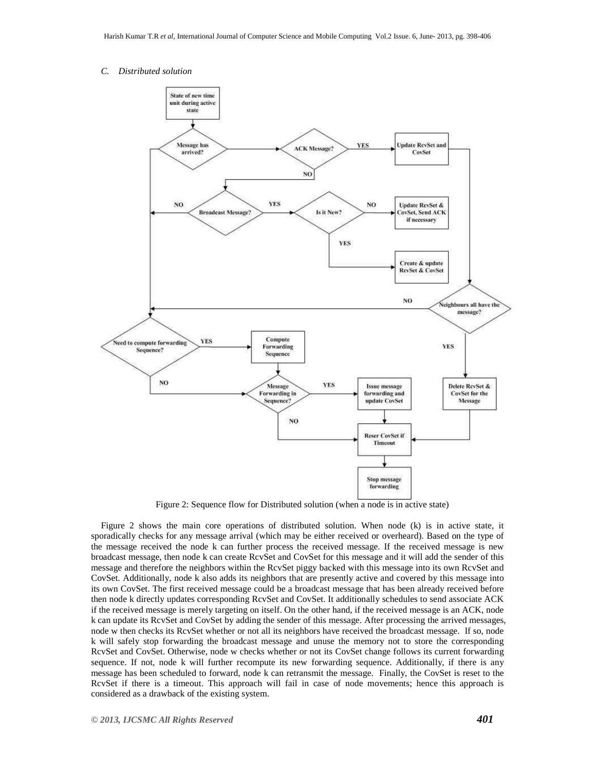### C. Distributed solution

Figure 2: Sequence flow for Distributed solution (when a node is in active state)

Figure 2 shows the main core operations of distributed solution. When node (k) is in active state, it sporadically checks for any message arrival (which may be either received or overheard). Based on the type of the message received the node k can further process the received message. If the received message is new broadcast message, then node k can create RcvSet and CovSet for this message and it will add the sender of this message and therefore the neighbors within the RcvSet piggy backed with this message into its own RcvSet and CovSet. Additionally, node k also adds its neighbors that are presently active and covered by this message into its own CovSet. The first received message could be a broadcast message that has been already received before then node k directly updates corresponding RcvSet and CovSet. It additionally schedules to send associate ACK if the received message is merely targeting on itself. On the other hand, if the received message is an ACK, node k can update its RcvSet and CovSet by adding the sender of this message. After processing the arrived messages, node w then checks its RcvSet whether or not all its neighbors have received the broadcast message. If so, node k will safely stop forwarding the broadcast message and unuse the memory not to store the corresponding RcvSet and CovSet. Otherwise, node w checks whether or not its CovSet change follows its current forwarding sequence. If not, node k will further recompute its new forwarding sequence. Additionally, if there is any message has been scheduled to forward, node k can retransmit the message. Finally, the CovSet is reset to the RcvSet if there is a timeout. This approach will fail in case of node movements; hence this approach is considered as a drawback of the existing system.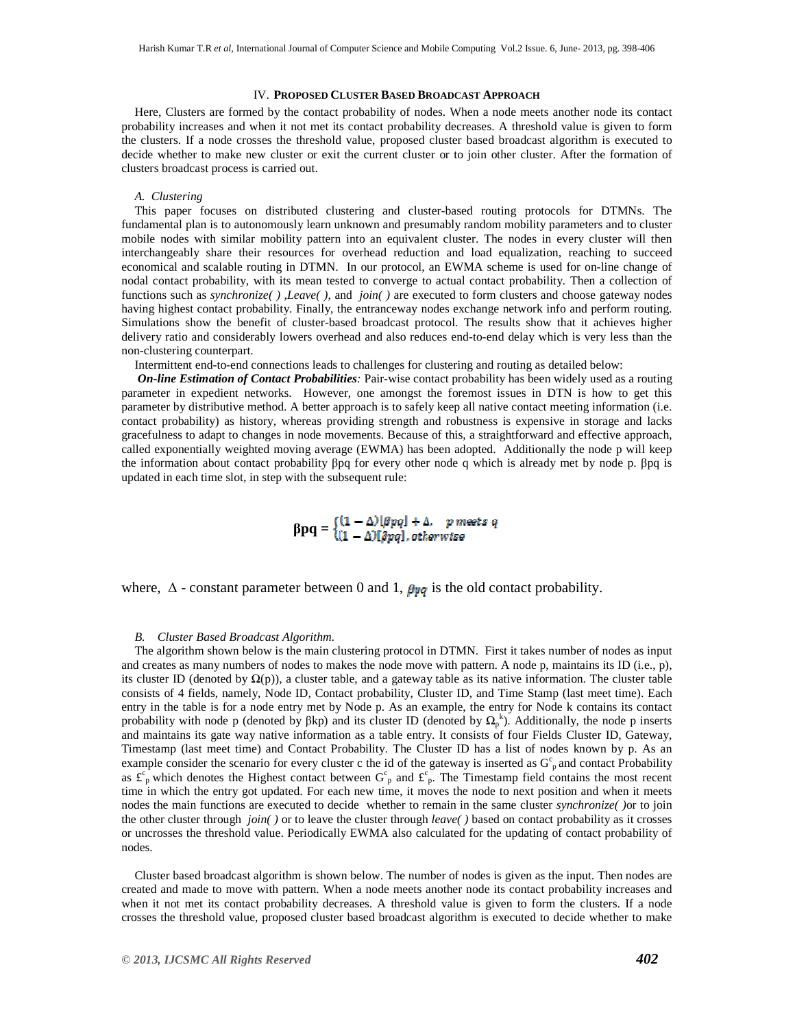## IV. PROPOSED CLUSTER BASED BROADCAST APPROACH

Here, Clusters are formed by the contact probability of nodes. When a node meets another node its contact probability increases and when it not met its contact probability decreases. A threshold value is given to form the clusters. If a node crosses the threshold value, proposed cluster based broadcast algorithm is executed to decide whether to make new cluster or exit the current cluster or to join other cluster. After the formation of clusters broadcast process is carried out.

### *A. Clustering*

This paper focuses on distributed clustering and cluster-based routing protocols for DTMNs. The fundamental plan is to autonomously learn unknown and presumably random mobility parameters and to cluster mobile nodes with similar mobility pattern into an equivalent cluster. The nodes in every cluster will then interchangeably share their resources for overhead reduction and load equalization, reaching to succeed economical and scalable routing in DTMN. In our protocol, an EWMA scheme is used for on-line change of nodal contact probability, with its mean tested to converge to actual contact probability. Then a collection of functions such as *synchronize( )* ,*Leave( )*, and *join( )* are executed to form clusters and choose gateway nodes having highest contact probability. Finally, the entranceway nodes exchange network info and perform routing. Simulations show the benefit of cluster-based broadcast protocol. The results show that it achieves higher delivery ratio and considerably lowers overhead and also reduces end-to-end delay which is very less than the non-clustering counterpart.

Intermittent end-to-end connections leads to challenges for clustering and routing as detailed below:

***On-line Estimation of Contact Probabilities:*** Pair-wise contact probability has been widely used as a routing parameter in expedient networks. However, one amongst the foremost issues in DTN is how to get this parameter by distributive method. A better approach is to safely keep all native contact meeting information (i.e. contact probability) as history, whereas providing strength and robustness is expensive in storage and lacks gracefulness to adapt to changes in node movements. Because of this, a straightforward and effective approach, called exponentially weighted moving average (EWMA) has been adopted. Additionally the node p will keep the information about contact probability βpq for every other node q which is already met by node p. βpq is updated in each time slot, in step with the subsequent rule:

$$\beta pq = \begin{cases} (1-\Delta)[\beta pq] + \Delta, & p \text{ meets } q \\ (1-\Delta)[\beta pq], & \text{otherwise} \end{cases}$$

where, $\Delta$ - constant parameter between 0 and 1, $\beta pq$ is the old contact probability.

### *B. Cluster Based Broadcast Algorithm.*

The algorithm shown below is the main clustering protocol in DTMN. First it takes number of nodes as input and creates as many numbers of nodes to makes the node move with pattern. A node p, maintains its ID (i.e., p), its cluster ID (denoted by $\Omega(p)$), a cluster table, and a gateway table as its native information. The cluster table consists of 4 fields, namely, Node ID, Contact probability, Cluster ID, and Time Stamp (last meet time). Each entry in the table is for a node entry met by Node p. As an example, the entry for Node k contains its contact probability with node p (denoted by βkp) and its cluster ID (denoted by $\Omega_p^k$). Additionally, the node p inserts and maintains its gate way native information as a table entry. It consists of four Fields Cluster ID, Gateway, Timestamp (last meet time) and Contact Probability. The Cluster ID has a list of nodes known by p. As an example consider the scenario for every cluster c the id of the gateway is inserted as $G_p^c$ and contact Probability as $£_p^c$ which denotes the Highest contact between $G_p^c$ and $£_p^c$. The Timestamp field contains the most recent time in which the entry got updated. For each new time, it moves the node to next position and when it meets nodes the main functions are executed to decide whether to remain in the same cluster *synchronize( )*or to join the other cluster through *join( )* or to leave the cluster through *leave( )* based on contact probability as it crosses or uncrosses the threshold value. Periodically EWMA also calculated for the updating of contact probability of nodes.

Cluster based broadcast algorithm is shown below. The number of nodes is given as the input. Then nodes are created and made to move with pattern. When a node meets another node its contact probability increases and when it not met its contact probability decreases. A threshold value is given to form the clusters. If a node crosses the threshold value, proposed cluster based broadcast algorithm is executed to decide whether to make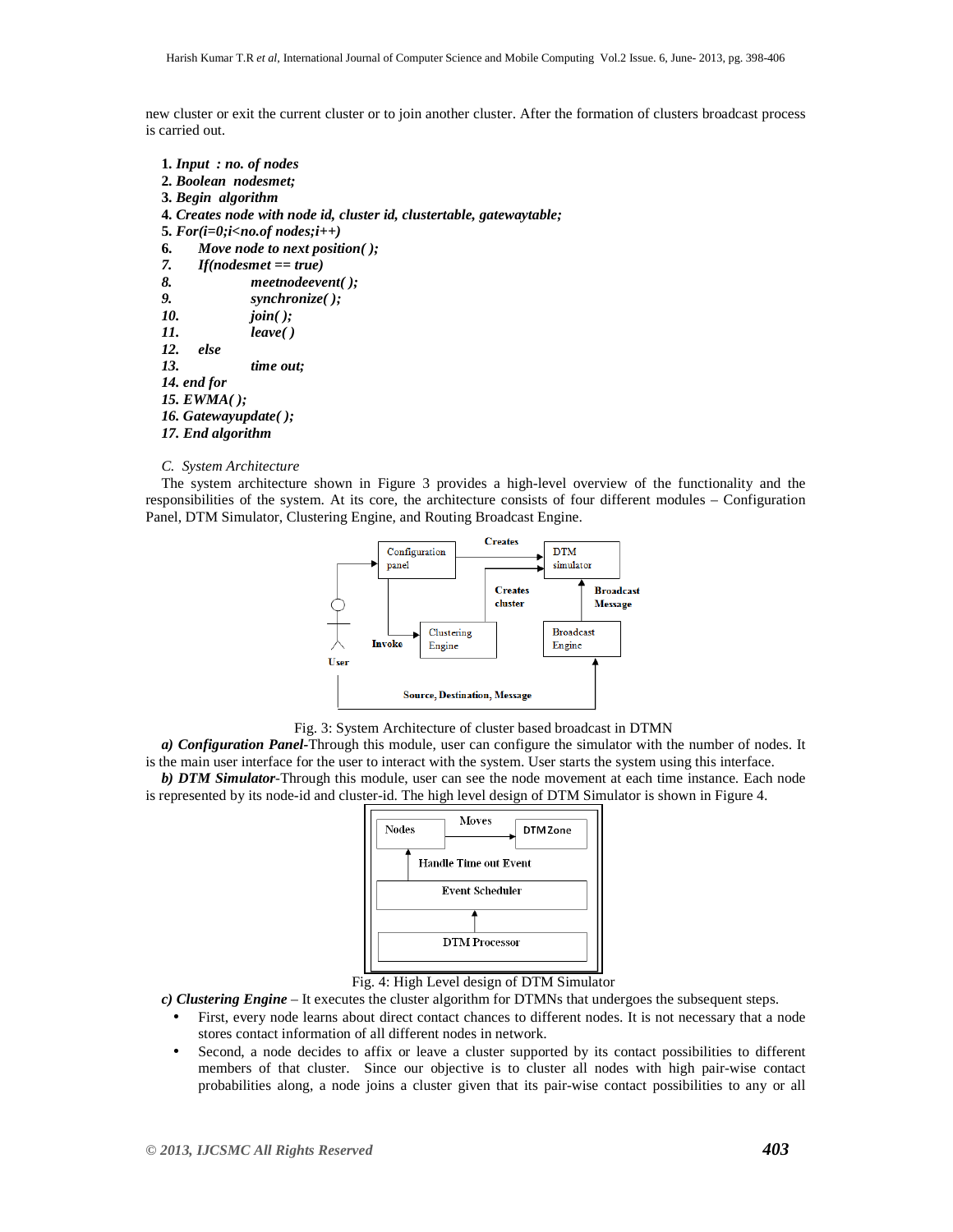new cluster or exit the current cluster or to join another cluster. After the formation of clusters broadcast process is carried out.

```
1. Input  : no. of nodes
2. Boolean  nodesmet;
3. Begin  algorithm
4. Creates node with node id, cluster id, clustertable, gatewaytable;
5. For(i=0;i<no.of nodes;i++)
6.     Move node to next position( );
7.     If(nodesmet == true)
8.             meetnodeevent( );
9.             synchronize( );
10.            join( );
11.            leave( )
12.    else
13.            time out;
14. end for
15. EWMA( );
16. Gatewayupdate( );
17. End algorithm
```

*C. System Architecture*

The system architecture shown in Figure 3 provides a high-level overview of the functionality and the responsibilities of the system. At its core, the architecture consists of four different modules – Configuration Panel, DTM Simulator, Clustering Engine, and Routing Broadcast Engine.

Fig. 3: System Architecture of cluster based broadcast in DTMN

***a) Configuration Panel***-Through this module, user can configure the simulator with the number of nodes. It is the main user interface for the user to interact with the system. User starts the system using this interface.

***b) DTM Simulator***-Through this module, user can see the node movement at each time instance. Each node is represented by its node-id and cluster-id. The high level design of DTM Simulator is shown in Figure 4.

Fig. 4: High Level design of DTM Simulator

***c) Clustering Engine*** – It executes the cluster algorithm for DTMNs that undergoes the subsequent steps.

- First, every node learns about direct contact chances to different nodes. It is not necessary that a node stores contact information of all different nodes in network.
- Second, a node decides to affix or leave a cluster supported by its contact possibilities to different members of that cluster. Since our objective is to cluster all nodes with high pair-wise contact probabilities along, a node joins a cluster given that its pair-wise contact possibilities to any or all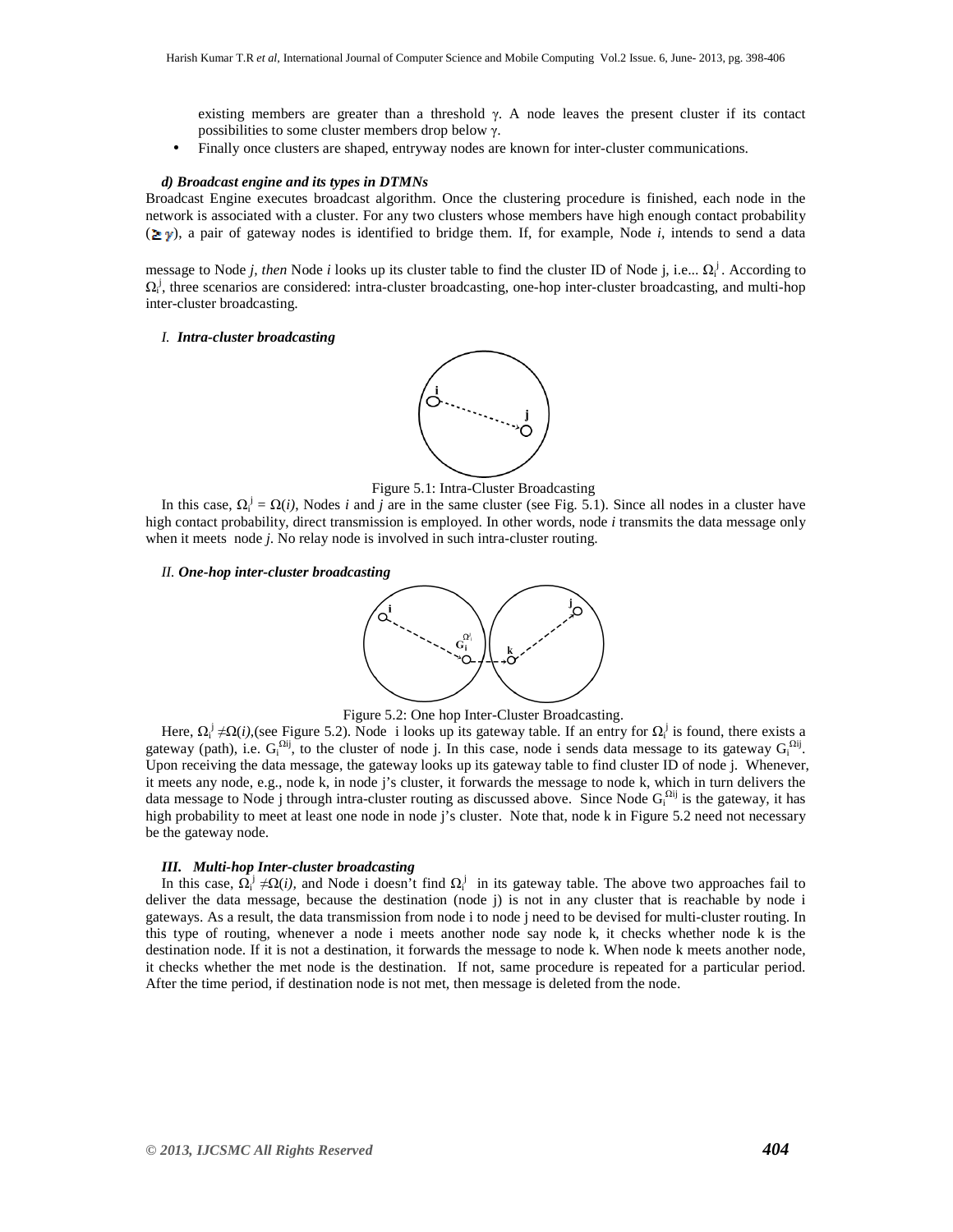existing members are greater than a threshold $\gamma$. A node leaves the present cluster if its contact possibilities to some cluster members drop below $\gamma$.

- Finally once clusters are shaped, entryway nodes are known for inter-cluster communications.

### *d) Broadcast engine and its types in DTMNs*

Broadcast Engine executes broadcast algorithm. Once the clustering procedure is finished, each node in the network is associated with a cluster. For any two clusters whose members have high enough contact probability ($\geq \gamma$), a pair of gateway nodes is identified to bridge them. If, for example, Node *i*, intends to send a data

message to Node *j, then* Node *i* looks up its cluster table to find the cluster ID of Node j, i.e... $\Omega_i^j$ . According to $\Omega_i^j$, three scenarios are considered: intra-cluster broadcasting, one-hop inter-cluster broadcasting, and multi-hop inter-cluster broadcasting.

#### *I. Intra-cluster broadcasting*

Figure 5.1: Intra-Cluster Broadcasting

In this case, $\Omega_i^j = \Omega(i)$, Nodes *i* and *j* are in the same cluster (see Fig. 5.1). Since all nodes in a cluster have high contact probability, direct transmission is employed. In other words, node *i* transmits the data message only when it meets node *j*. No relay node is involved in such intra-cluster routing.

#### *II. One-hop inter-cluster broadcasting*

Figure 5.2: One hop Inter-Cluster Broadcasting.

Here, $\Omega_i^j \neq \Omega(i)$,(see Figure 5.2). Node i looks up its gateway table. If an entry for $\Omega_i^j$ is found, there exists a gateway (path), i.e. $G_i^{\Omega ij}$, to the cluster of node j. In this case, node i sends data message to its gateway $G_i^{\Omega ij}$. Upon receiving the data message, the gateway looks up its gateway table to find cluster ID of node j. Whenever, it meets any node, e.g., node k, in node j's cluster, it forwards the message to node k, which in turn delivers the data message to Node j through intra-cluster routing as discussed above. Since Node $G_i^{\Omega ij}$ is the gateway, it has high probability to meet at least one node in node j's cluster. Note that, node k in Figure 5.2 need not necessary be the gateway node.

#### *III. Multi-hop Inter-cluster broadcasting*

In this case, $\Omega_i^j \neq \Omega(i)$, and Node i doesn't find $\Omega_i^j$ in its gateway table. The above two approaches fail to deliver the data message, because the destination (node j) is not in any cluster that is reachable by node i gateways. As a result, the data transmission from node i to node j need to be devised for multi-cluster routing. In this type of routing, whenever a node i meets another node say node k, it checks whether node k is the destination node. If it is not a destination, it forwards the message to node k. When node k meets another node, it checks whether the met node is the destination. If not, same procedure is repeated for a particular period. After the time period, if destination node is not met, then message is deleted from the node.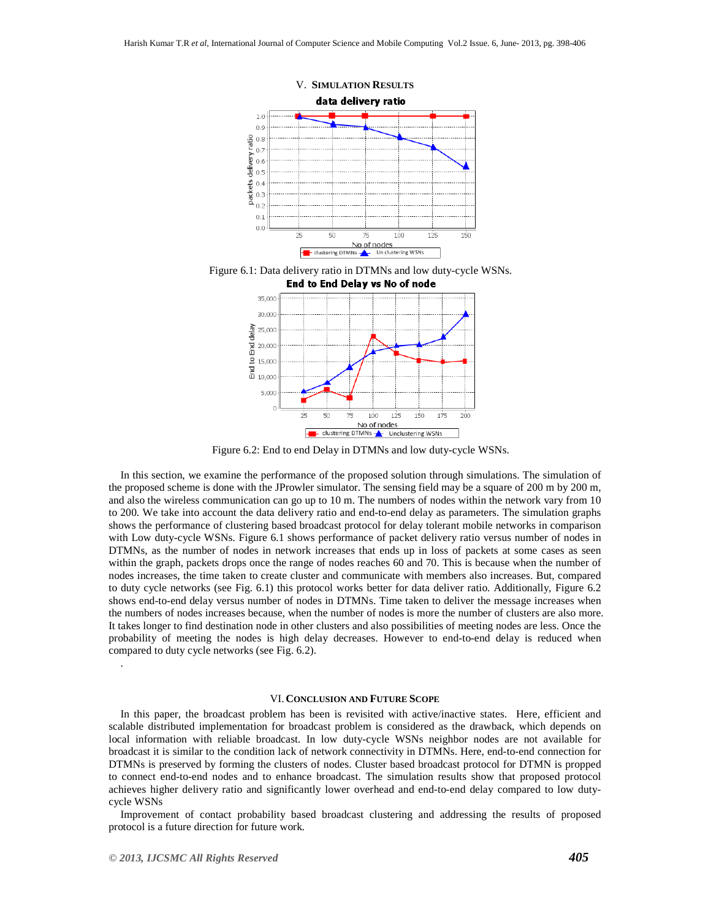## V. Simulation Results

Figure 6.1: Data delivery ratio in DTMNs and low duty-cycle WSNs.

Figure 6.2: End to end Delay in DTMNs and low duty-cycle WSNs.

In this section, we examine the performance of the proposed solution through simulations. The simulation of the proposed scheme is done with the JProwler simulator. The sensing field may be a square of 200 m by 200 m, and also the wireless communication can go up to 10 m. The numbers of nodes within the network vary from 10 to 200. We take into account the data delivery ratio and end-to-end delay as parameters. The simulation graphs shows the performance of clustering based broadcast protocol for delay tolerant mobile networks in comparison with Low duty-cycle WSNs. Figure 6.1 shows performance of packet delivery ratio versus number of nodes in DTMNs, as the number of nodes in network increases that ends up in loss of packets at some cases as seen within the graph, packets drops once the range of nodes reaches 60 and 70. This is because when the number of nodes increases, the time taken to create cluster and communicate with members also increases. But, compared to duty cycle networks (see Fig. 6.1) this protocol works better for data deliver ratio. Additionally, Figure 6.2 shows end-to-end delay versus number of nodes in DTMNs. Time taken to deliver the message increases when the numbers of nodes increases because, when the number of nodes is more the number of clusters are also more. It takes longer to find destination node in other clusters and also possibilities of meeting nodes are less. Once the probability of meeting the nodes is high delay decreases. However to end-to-end delay is reduced when compared to duty cycle networks (see Fig. 6.2).

## VI. Conclusion and Future Scope

In this paper, the broadcast problem has been is revisited with active/inactive states. Here, efficient and scalable distributed implementation for broadcast problem is considered as the drawback, which depends on local information with reliable broadcast. In low duty-cycle WSNs neighbor nodes are not available for broadcast it is similar to the condition lack of network connectivity in DTMNs. Here, end-to-end connection for DTMNs is preserved by forming the clusters of nodes. Cluster based broadcast protocol for DTMN is propped to connect end-to-end nodes and to enhance broadcast. The simulation results show that proposed protocol achieves higher delivery ratio and significantly lower overhead and end-to-end delay compared to low duty-cycle WSNs

Improvement of contact probability based broadcast clustering and addressing the results of proposed protocol is a future direction for future work.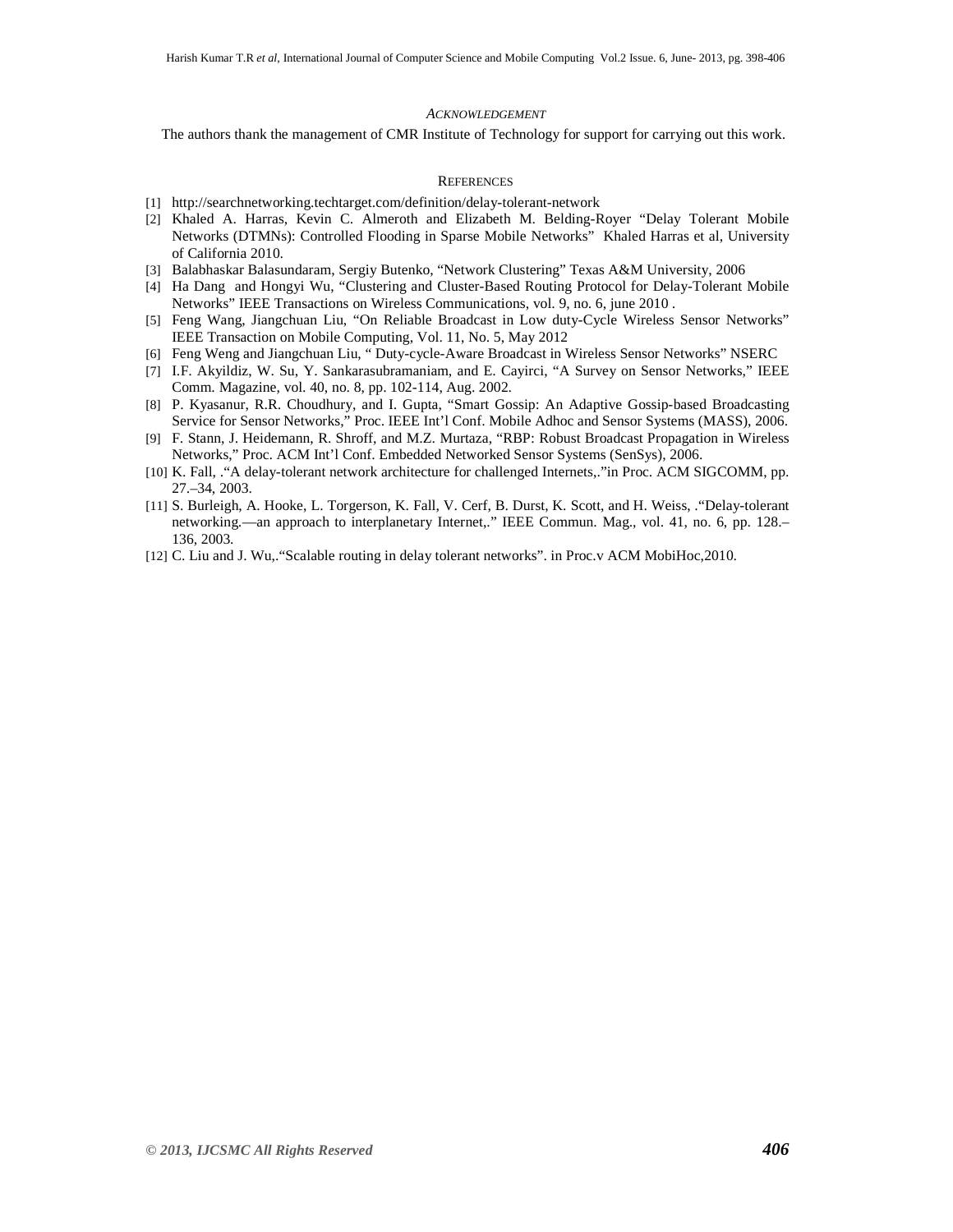## ACKNOWLEDGEMENT

The authors thank the management of CMR Institute of Technology for support for carrying out this work.

## REFERENCES

[1] http://searchnetworking.techtarget.com/definition/delay-tolerant-network

[2] Khaled A. Harras, Kevin C. Almeroth and Elizabeth M. Belding-Royer "Delay Tolerant Mobile Networks (DTMNs): Controlled Flooding in Sparse Mobile Networks" Khaled Harras et al, University of California 2010.

[3] Balabhaskar Balasundaram, Sergiy Butenko, "Network Clustering" Texas A&M University, 2006

[4] Ha Dang and Hongyi Wu, "Clustering and Cluster-Based Routing Protocol for Delay-Tolerant Mobile Networks" IEEE Transactions on Wireless Communications, vol. 9, no. 6, june 2010 .

[5] Feng Wang, Jiangchuan Liu, "On Reliable Broadcast in Low duty-Cycle Wireless Sensor Networks" IEEE Transaction on Mobile Computing, Vol. 11, No. 5, May 2012

[6] Feng Weng and Jiangchuan Liu, " Duty-cycle-Aware Broadcast in Wireless Sensor Networks" NSERC

[7] I.F. Akyildiz, W. Su, Y. Sankarasubramaniam, and E. Cayirci, "A Survey on Sensor Networks," IEEE Comm. Magazine, vol. 40, no. 8, pp. 102-114, Aug. 2002.

[8] P. Kyasanur, R.R. Choudhury, and I. Gupta, "Smart Gossip: An Adaptive Gossip-based Broadcasting Service for Sensor Networks," Proc. IEEE Int'l Conf. Mobile Adhoc and Sensor Systems (MASS), 2006.

[9] F. Stann, J. Heidemann, R. Shroff, and M.Z. Murtaza, "RBP: Robust Broadcast Propagation in Wireless Networks," Proc. ACM Int'l Conf. Embedded Networked Sensor Systems (SenSys), 2006.

[10] K. Fall, ."A delay-tolerant network architecture for challenged Internets,."in Proc. ACM SIGCOMM, pp. 27.–34, 2003.

[11] S. Burleigh, A. Hooke, L. Torgerson, K. Fall, V. Cerf, B. Durst, K. Scott, and H. Weiss, ."Delay-tolerant networking.—an approach to interplanetary Internet,." IEEE Commun. Mag., vol. 41, no. 6, pp. 128.–136, 2003.

[12] C. Liu and J. Wu,."Scalable routing in delay tolerant networks". in Proc.v ACM MobiHoc,2010.